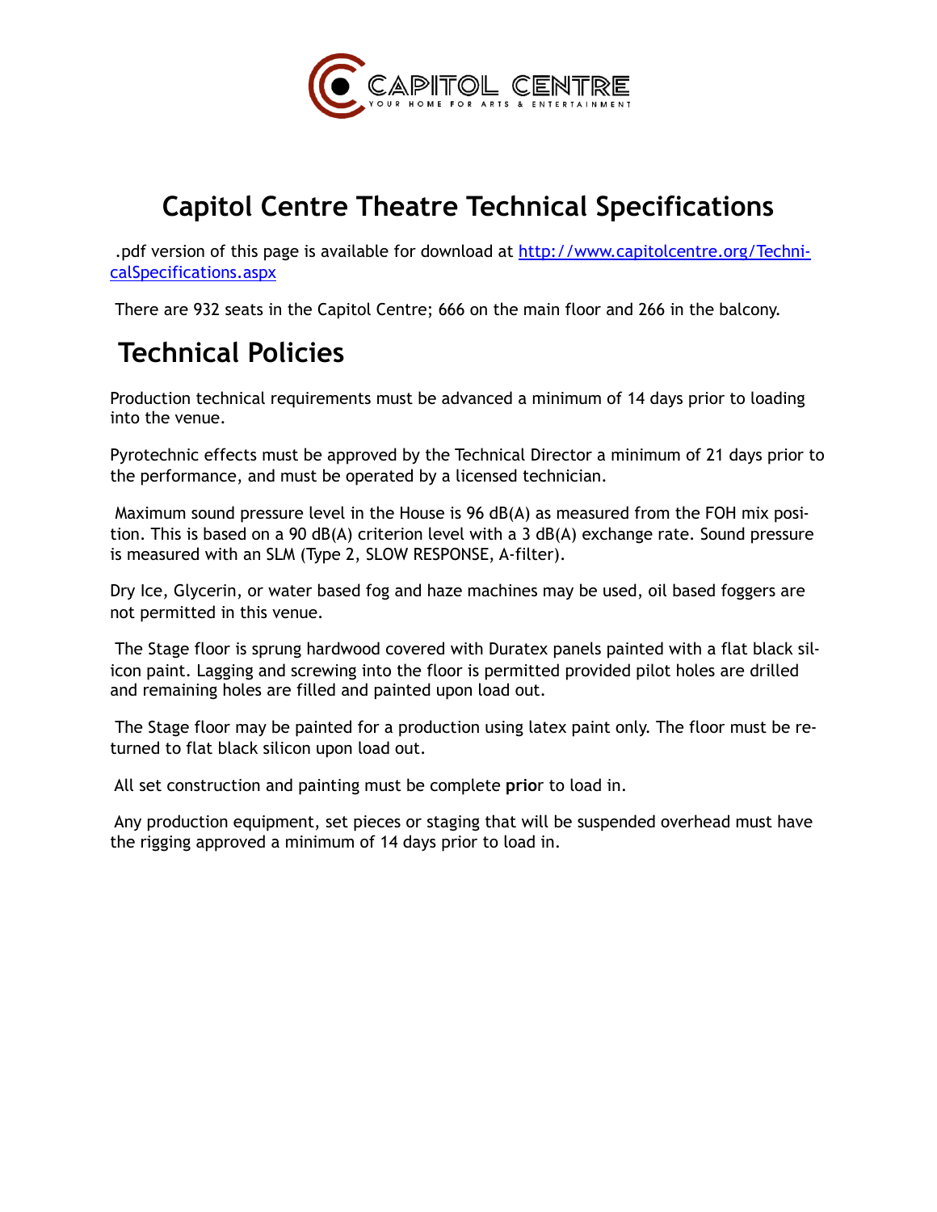# Capitol Centre Theatre Technical Specifications

.pdf version of this page is available for download at [http://www.capitolcentre.org/TechnicalSpecifications.aspx](http://www.capitolcentre.org/TechnicalSpecifications.aspx)

There are 932 seats in the Capitol Centre; 666 on the main floor and 266 in the balcony.

## Technical Policies

Production technical requirements must be advanced a minimum of 14 days prior to loading into the venue.

Pyrotechnic effects must be approved by the Technical Director a minimum of 21 days prior to the performance, and must be operated by a licensed technician.

Maximum sound pressure level in the House is 96 dB(A) as measured from the FOH mix position. This is based on a 90 dB(A) criterion level with a 3 dB(A) exchange rate. Sound pressure is measured with an SLM (Type 2, SLOW RESPONSE, A-filter).

Dry Ice, Glycerin, or water based fog and haze machines may be used, oil based foggers are not permitted in this venue.

The Stage floor is sprung hardwood covered with Duratex panels painted with a flat black silicon paint. Lagging and screwing into the floor is permitted provided pilot holes are drilled and remaining holes are filled and painted upon load out.

The Stage floor may be painted for a production using latex paint only. The floor must be returned to flat black silicon upon load out.

All set construction and painting must be complete **prio**r to load in.

Any production equipment, set pieces or staging that will be suspended overhead must have the rigging approved a minimum of 14 days prior to load in.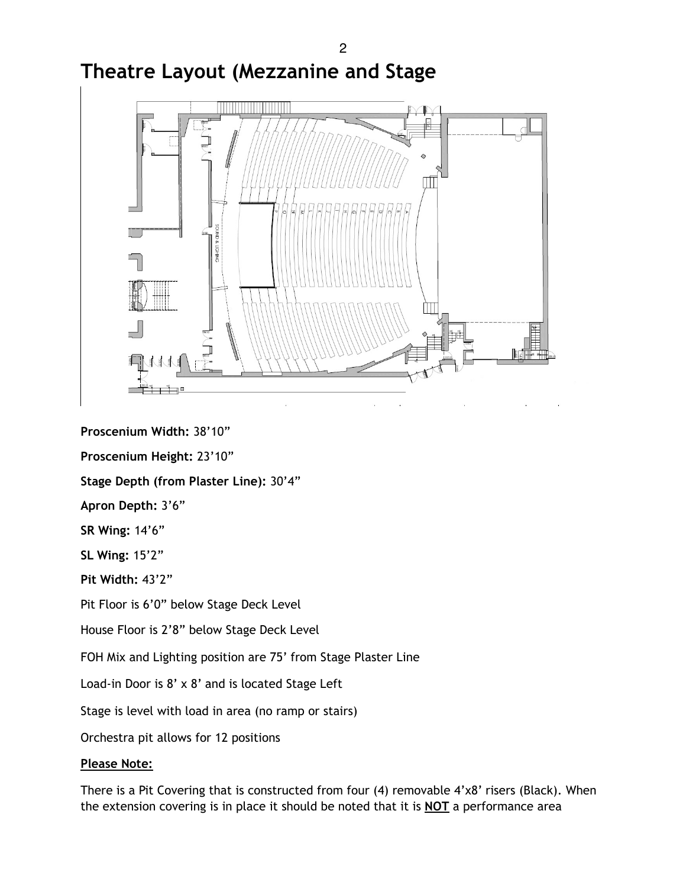# Theatre Layout (Mezzanine and Stage

**Proscenium Width:** 38'10"

**Proscenium Height:** 23'10"

**Stage Depth (from Plaster Line):** 30'4"

**Apron Depth:** 3'6"

**SR Wing:** 14'6"

**SL Wing:** 15'2"

**Pit Width:** 43'2"

Pit Floor is 6'0" below Stage Deck Level

House Floor is 2'8" below Stage Deck Level

FOH Mix and Lighting position are 75' from Stage Plaster Line

Load-in Door is 8' x 8' and is located Stage Left

Stage is level with load in area (no ramp or stairs)

Orchestra pit allows for 12 positions

**Please Note:**

There is a Pit Covering that is constructed from four (4) removable 4'x8' risers (Black). When the extension covering is in place it should be noted that it is **NOT** a performance area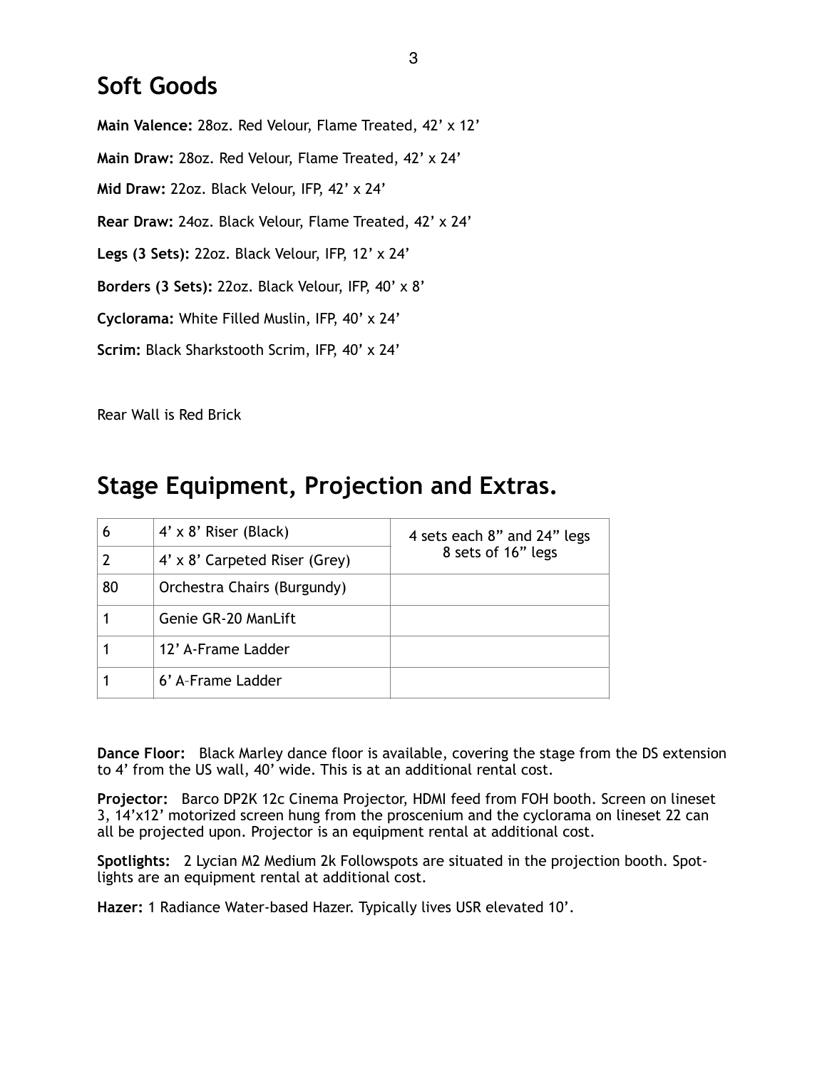## Soft Goods

**Main Valence:** 28oz. Red Velour, Flame Treated, 42' x 12'

**Main Draw:** 28oz. Red Velour, Flame Treated, 42' x 24'

**Mid Draw:** 22oz. Black Velour, IFP, 42' x 24'

**Rear Draw:** 24oz. Black Velour, Flame Treated, 42' x 24'

**Legs (3 Sets):** 22oz. Black Velour, IFP, 12' x 24'

**Borders (3 Sets):** 22oz. Black Velour, IFP, 40' x 8'

**Cyclorama:** White Filled Muslin, IFP, 40' x 24'

**Scrim:** Black Sharkstooth Scrim, IFP, 40' x 24'

Rear Wall is Red Brick

## Stage Equipment, Projection and Extras.

| | | |
|---|---|---|
| 6 | 4' x 8' Riser (Black) | 4 sets each 8" and 24" legs 8 sets of 16" legs |
| 2 | 4' x 8' Carpeted Riser (Grey) | |
| 80 | Orchestra Chairs (Burgundy) | |
| 1 | Genie GR-20 ManLift | |
| 1 | 12' A-Frame Ladder | |
| 1 | 6' A-Frame Ladder | |

**Dance Floor:** Black Marley dance floor is available, covering the stage from the DS extension to 4' from the US wall, 40' wide. This is at an additional rental cost.

**Projector:** Barco DP2K 12c Cinema Projector, HDMI feed from FOH booth. Screen on lineset 3, 14'x12' motorized screen hung from the proscenium and the cyclorama on lineset 22 can all be projected upon. Projector is an equipment rental at additional cost.

**Spotlights:** 2 Lycian M2 Medium 2k Followspots are situated in the projection booth. Spotlights are an equipment rental at additional cost.

**Hazer:** 1 Radiance Water-based Hazer. Typically lives USR elevated 10'.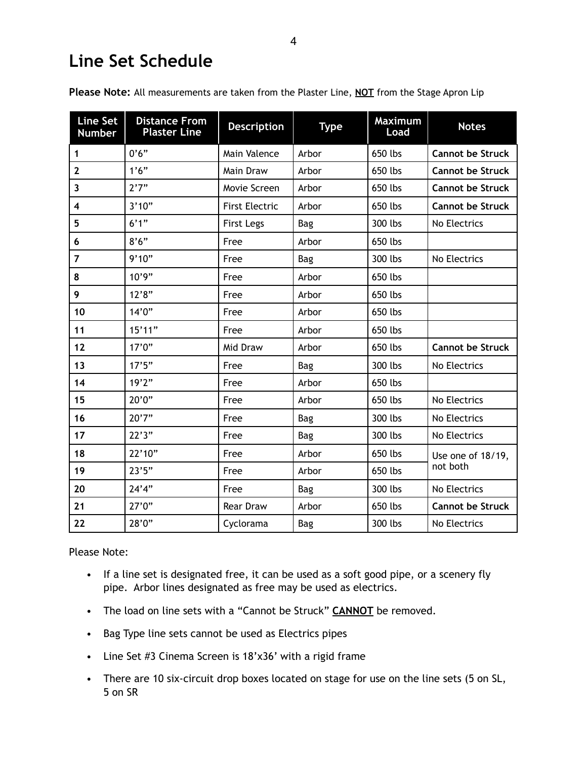# Line Set Schedule

**Please Note:** All measurements are taken from the Plaster Line, **NOT** from the Stage Apron Lip

| Line Set Number | Distance From Plaster Line | Description | Type | Maximum Load | Notes |
|---|---|---|---|---|---|
| 1 | 0’6” | Main Valence | Arbor | 650 lbs | **Cannot be Struck** |
| 2 | 1’6” | Main Draw | Arbor | 650 lbs | **Cannot be Struck** |
| 3 | 2’7” | Movie Screen | Arbor | 650 lbs | **Cannot be Struck** |
| 4 | 3’10” | First Electric | Arbor | 650 lbs | **Cannot be Struck** |
| 5 | 6’1” | First Legs | Bag | 300 lbs | No Electrics |
| 6 | 8’6” | Free | Arbor | 650 lbs | |
| 7 | 9’10” | Free | Bag | 300 lbs | No Electrics |
| 8 | 10’9” | Free | Arbor | 650 lbs | |
| 9 | 12’8” | Free | Arbor | 650 lbs | |
| 10 | 14’0” | Free | Arbor | 650 lbs | |
| 11 | 15’11” | Free | Arbor | 650 lbs | |
| 12 | 17’0” | Mid Draw | Arbor | 650 lbs | **Cannot be Struck** |
| 13 | 17’5” | Free | Bag | 300 lbs | No Electrics |
| 14 | 19’2” | Free | Arbor | 650 lbs | |
| 15 | 20’0” | Free | Arbor | 650 lbs | No Electrics |
| 16 | 20’7” | Free | Bag | 300 lbs | No Electrics |
| 17 | 22’3” | Free | Bag | 300 lbs | No Electrics |
| 18 | 22’10” | Free | Arbor | 650 lbs | Use one of 18/19, not both |
| 19 | 23’5” | Free | Arbor | 650 lbs | |
| 20 | 24’4” | Free | Bag | 300 lbs | No Electrics |
| 21 | 27’0” | Rear Draw | Arbor | 650 lbs | **Cannot be Struck** |
| 22 | 28’0” | Cyclorama | Bag | 300 lbs | No Electrics |

Please Note:

- If a line set is designated free, it can be used as a soft good pipe, or a scenery fly pipe. Arbor lines designated as free may be used as electrics.
- The load on line sets with a “Cannot be Struck” **CANNOT** be removed.
- Bag Type line sets cannot be used as Electrics pipes
- Line Set #3 Cinema Screen is 18’x36’ with a rigid frame
- There are 10 six-circuit drop boxes located on stage for use on the line sets (5 on SL, 5 on SR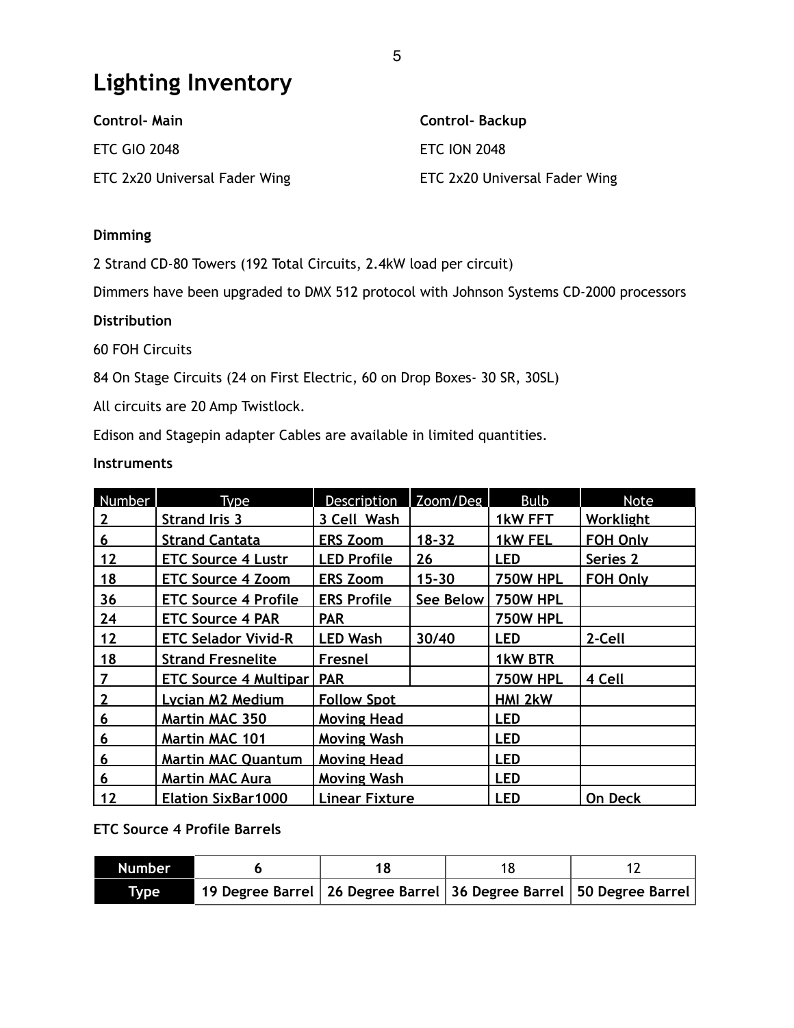# Lighting Inventory

**Control- Main**

ETC GIO 2048

ETC 2x20 Universal Fader Wing

**Control- Backup**

ETC ION 2048

ETC 2x20 Universal Fader Wing

**Dimming**

2 Strand CD-80 Towers (192 Total Circuits, 2.4kW load per circuit)

Dimmers have been upgraded to DMX 512 protocol with Johnson Systems CD-2000 processors

**Distribution**

60 FOH Circuits

84 On Stage Circuits (24 on First Electric, 60 on Drop Boxes- 30 SR, 30SL)

All circuits are 20 Amp Twistlock.

Edison and Stagepin adapter Cables are available in limited quantities.

**Instruments**

| Number | Type | Description | Zoom/Deg | Bulb | Note |
|---|---|---|---|---|---|
| 2 | Strand Iris 3 | 3 Cell Wash | | 1kW FFT | Worklight |
| 6 | Strand Cantata | ERS Zoom | 18-32 | 1kW FEL | FOH Only |
| 12 | ETC Source 4 Lustr | LED Profile | 26 | LED | Series 2 |
| 18 | ETC Source 4 Zoom | ERS Zoom | 15-30 | 750W HPL | FOH Only |
| 36 | ETC Source 4 Profile | ERS Profile | See Below | 750W HPL | |
| 24 | ETC Source 4 PAR | PAR | | 750W HPL | |
| 12 | ETC Selador Vivid-R | LED Wash | 30/40 | LED | 2-Cell |
| 18 | Strand Fresnelite | Fresnel | | 1kW BTR | |
| 7 | ETC Source 4 Multipar | PAR | | 750W HPL | 4 Cell |
| 2 | Lycian M2 Medium | Follow Spot | | HMI 2kW | |
| 6 | Martin MAC 350 | Moving Head | | LED | |
| 6 | Martin MAC 101 | Moving Wash | | LED | |
| 6 | Martin MAC Quantum | Moving Head | | LED | |
| 6 | Martin MAC Aura | Moving Wash | | LED | |
| 12 | Elation SixBar1000 | Linear Fixture | | LED | On Deck |

**ETC Source 4 Profile Barrels**

| Number | 6 | 18 | 18 | 12 |
|---|---|---|---|---|
| Type | 19 Degree Barrel | 26 Degree Barrel | 36 Degree Barrel | 50 Degree Barrel |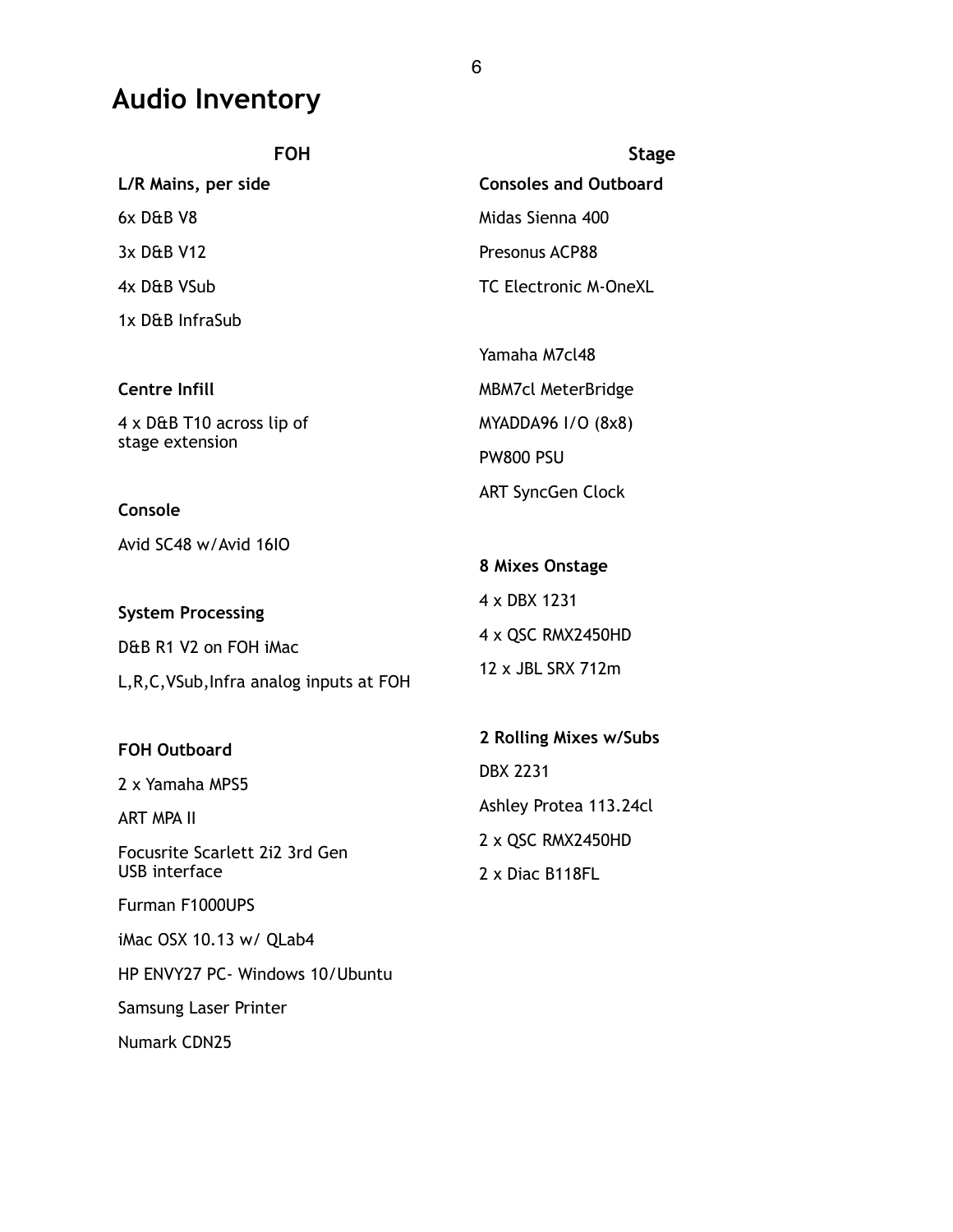# Audio Inventory

## FOH

**L/R Mains, per side**

6x D&B V8

3x D&B V12

4x D&B VSub

1x D&B InfraSub

**Centre Infill**

4 x D&B T10 across lip of stage extension

**Console**

Avid SC48 w/Avid 16IO

**System Processing**

D&B R1 V2 on FOH iMac

L,R,C,VSub,Infra analog inputs at FOH

**FOH Outboard**

2 x Yamaha MPS5

ART MPA II

Focusrite Scarlett 2i2 3rd Gen USB interface

Furman F1000UPS

iMac OSX 10.13 w/ QLab4

HP ENVY27 PC- Windows 10/Ubuntu

Samsung Laser Printer

Numark CDN25

## Stage

**Consoles and Outboard**

Midas Sienna 400

Presonus ACP88

TC Electronic M-OneXL

Yamaha M7cl48

MBM7cl MeterBridge

MYADDA96 I/O (8x8)

PW800 PSU

ART SyncGen Clock

**8 Mixes Onstage**

4 x DBX 1231

4 x QSC RMX2450HD

12 x JBL SRX 712m

**2 Rolling Mixes w/Subs**

DBX 2231

Ashley Protea 113.24cl

2 x QSC RMX2450HD

2 x Diac B118FL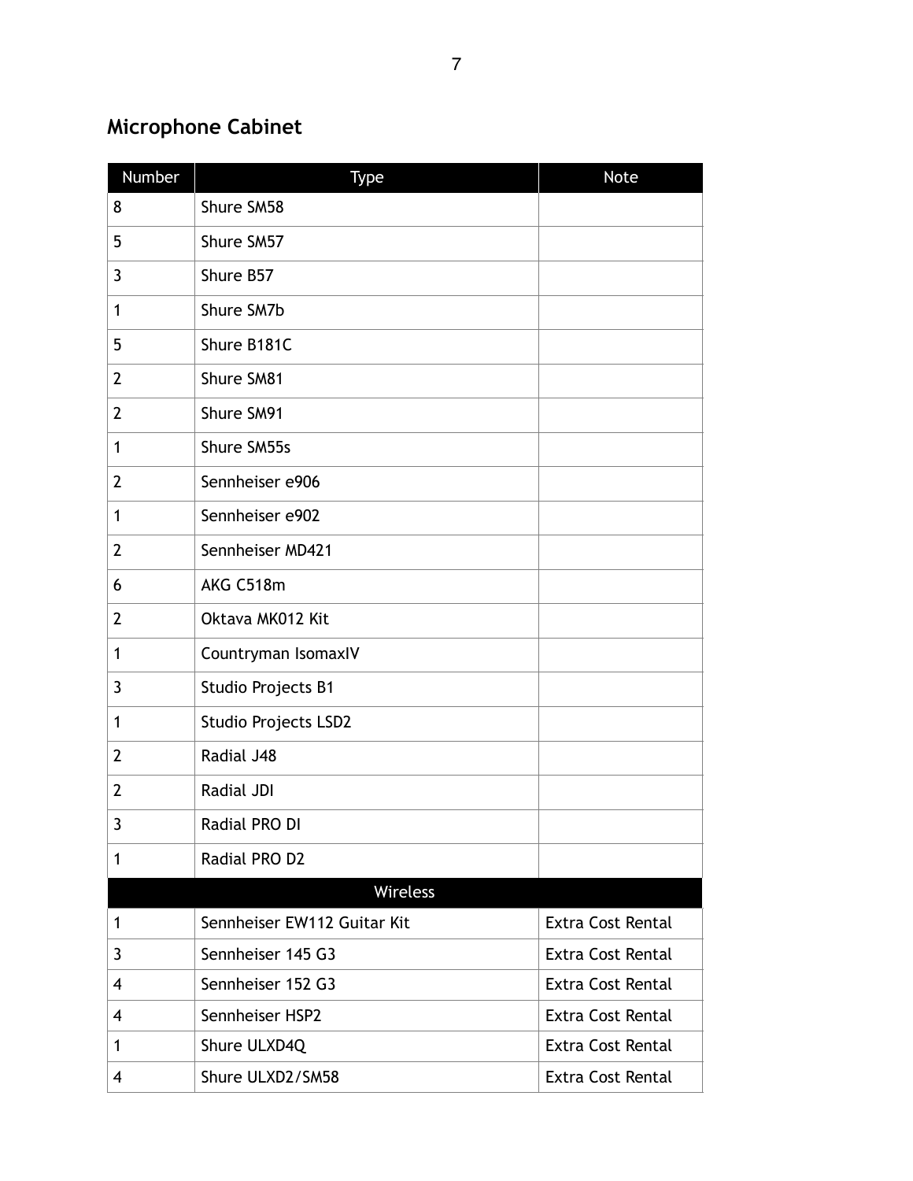## Microphone Cabinet

| Number | Type | Note |
|---|---|---|
| 8 | Shure SM58 | |
| 5 | Shure SM57 | |
| 3 | Shure B57 | |
| 1 | Shure SM7b | |
| 5 | Shure B181C | |
| 2 | Shure SM81 | |
| 2 | Shure SM91 | |
| 1 | Shure SM55s | |
| 2 | Sennheiser e906 | |
| 1 | Sennheiser e902 | |
| 2 | Sennheiser MD421 | |
| 6 | AKG C518m | |
| 2 | Oktava MK012 Kit | |
| 1 | Countryman IsomaxIV | |
| 3 | Studio Projects B1 | |
| 1 | Studio Projects LSD2 | |
| 2 | Radial J48 | |
| 2 | Radial JDI | |
| 3 | Radial PRO DI | |
| 1 | Radial PRO D2 | |
| Wireless | | |
| 1 | Sennheiser EW112 Guitar Kit | Extra Cost Rental |
| 3 | Sennheiser 145 G3 | Extra Cost Rental |
| 4 | Sennheiser 152 G3 | Extra Cost Rental |
| 4 | Sennheiser HSP2 | Extra Cost Rental |
| 1 | Shure ULXD4Q | Extra Cost Rental |
| 4 | Shure ULXD2/SM58 | Extra Cost Rental |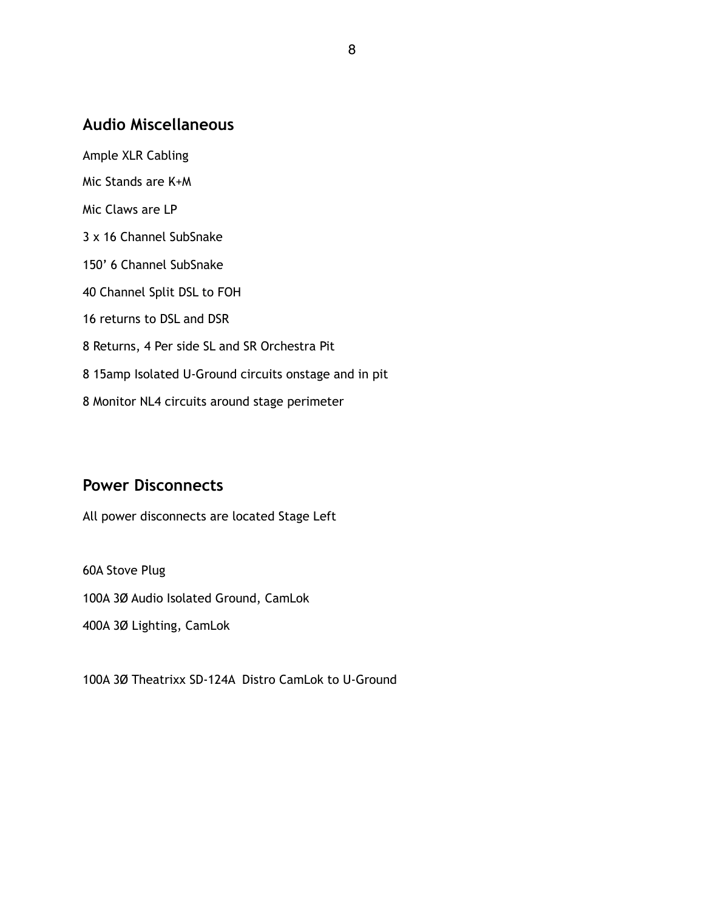## Audio Miscellaneous

Ample XLR Cabling

Mic Stands are K+M

Mic Claws are LP

3 x 16 Channel SubSnake

150' 6 Channel SubSnake

40 Channel Split DSL to FOH

16 returns to DSL and DSR

8 Returns, 4 Per side SL and SR Orchestra Pit

8 15amp Isolated U-Ground circuits onstage and in pit

8 Monitor NL4 circuits around stage perimeter

## Power Disconnects

All power disconnects are located Stage Left

60A Stove Plug

100A 3Ø Audio Isolated Ground, CamLok

400A 3Ø Lighting, CamLok

100A 3Ø Theatrixx SD-124A Distro CamLok to U-Ground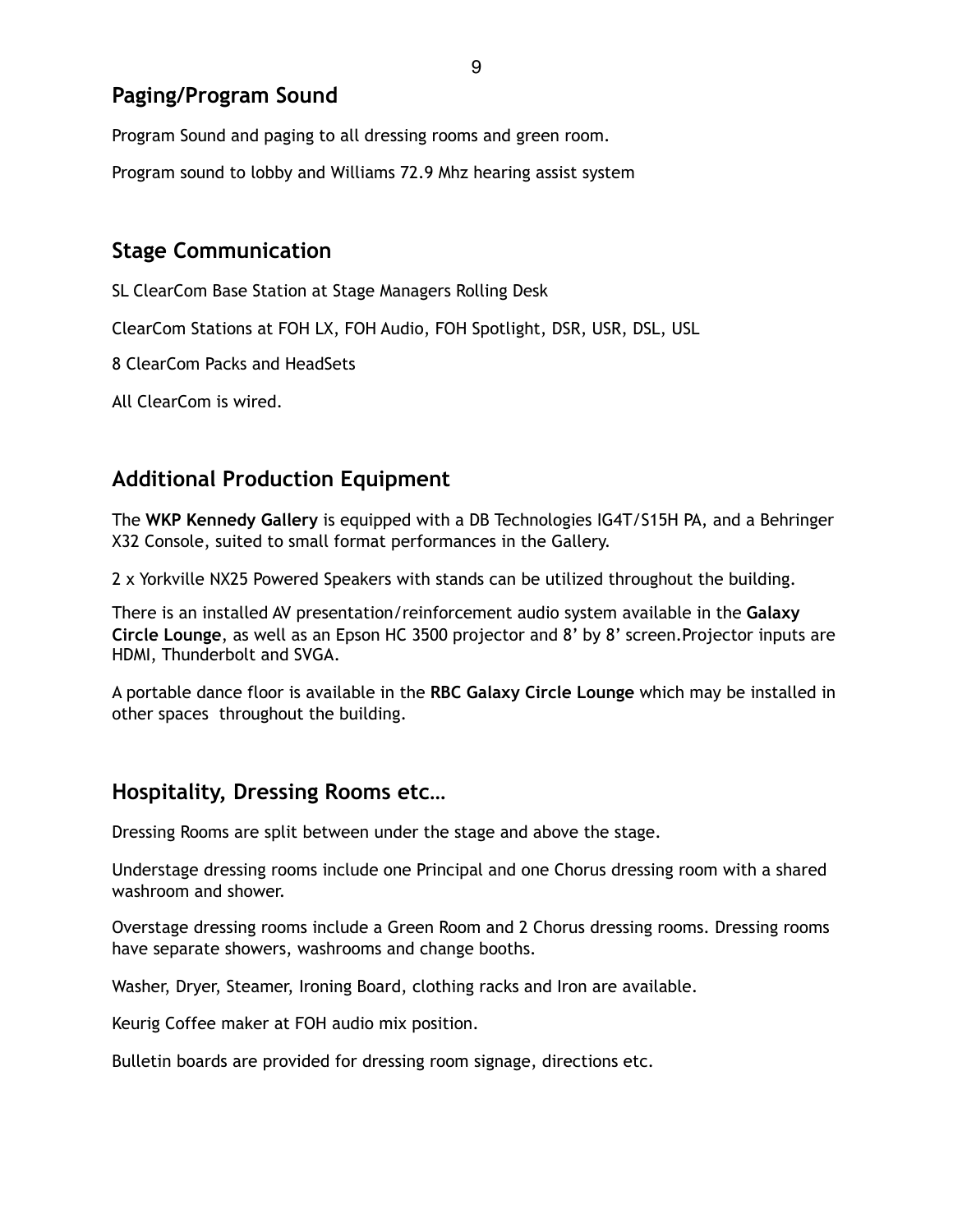## Paging/Program Sound

Program Sound and paging to all dressing rooms and green room.

Program sound to lobby and Williams 72.9 Mhz hearing assist system

## Stage Communication

SL ClearCom Base Station at Stage Managers Rolling Desk

ClearCom Stations at FOH LX, FOH Audio, FOH Spotlight, DSR, USR, DSL, USL

8 ClearCom Packs and HeadSets

All ClearCom is wired.

## Additional Production Equipment

The **WKP Kennedy Gallery** is equipped with a DB Technologies IG4T/S15H PA, and a Behringer X32 Console, suited to small format performances in the Gallery.

2 x Yorkville NX25 Powered Speakers with stands can be utilized throughout the building.

There is an installed AV presentation/reinforcement audio system available in the **Galaxy Circle Lounge**, as well as an Epson HC 3500 projector and 8' by 8' screen.Projector inputs are HDMI, Thunderbolt and SVGA.

A portable dance floor is available in the **RBC Galaxy Circle Lounge** which may be installed in other spaces throughout the building.

## Hospitality, Dressing Rooms etc…

Dressing Rooms are split between under the stage and above the stage.

Understage dressing rooms include one Principal and one Chorus dressing room with a shared washroom and shower.

Overstage dressing rooms include a Green Room and 2 Chorus dressing rooms. Dressing rooms have separate showers, washrooms and change booths.

Washer, Dryer, Steamer, Ironing Board, clothing racks and Iron are available.

Keurig Coffee maker at FOH audio mix position.

Bulletin boards are provided for dressing room signage, directions etc.